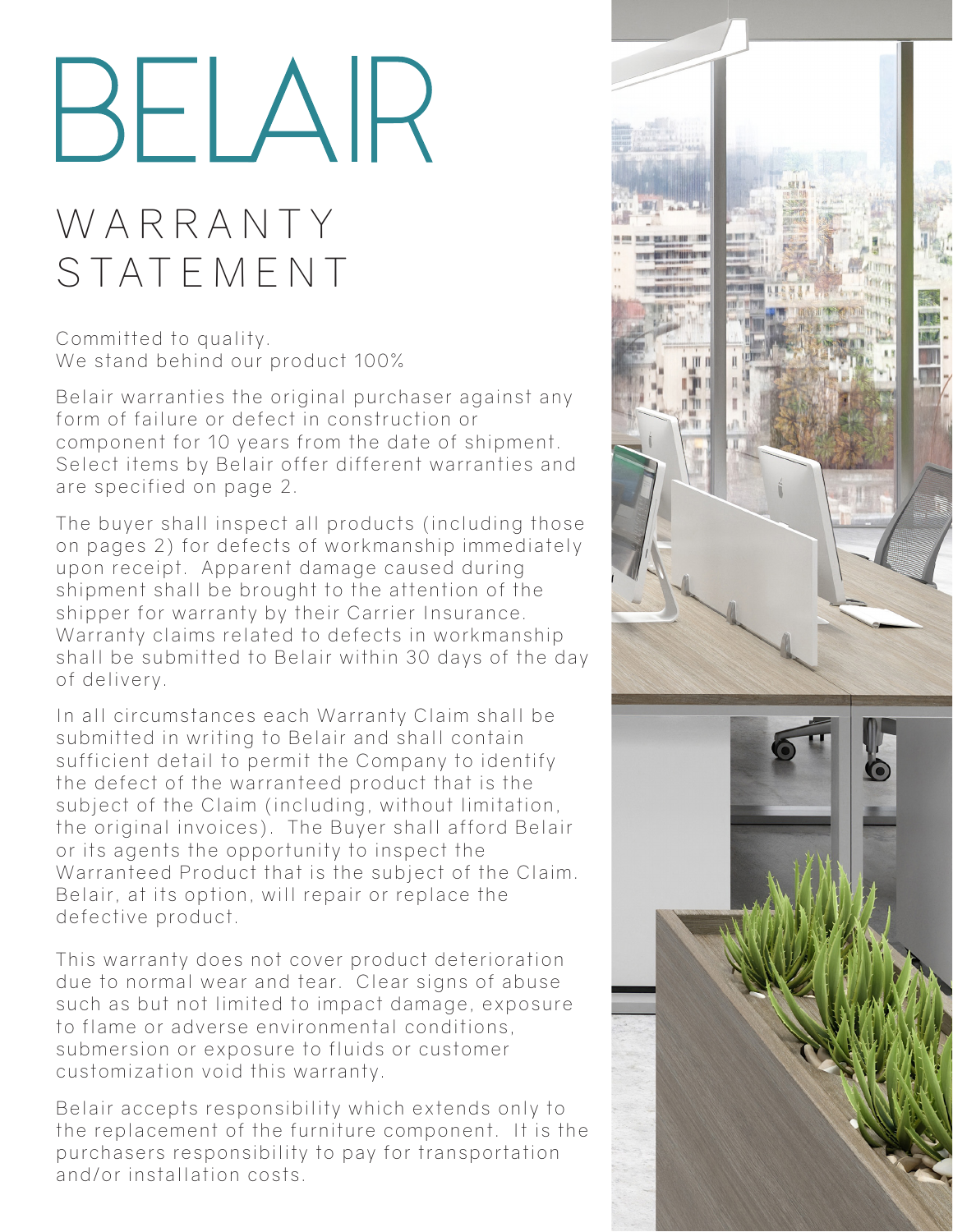# BELAIR

## WARRANTY STATEMENT

Committed to quality.
We stand behind our product 100%

Belair warranties the original purchaser against any form of failure or defect in construction or component for 10 years from the date of shipment. Select items by Belair offer different warranties and are specified on page 2.

The buyer shall inspect all products (including those on pages 2) for defects of workmanship immediately upon receipt. Apparent damage caused during shipment shall be brought to the attention of the shipper for warranty by their Carrier Insurance. Warranty claims related to defects in workmanship shall be submitted to Belair within 30 days of the day of delivery.

In all circumstances each Warranty Claim shall be submitted in writing to Belair and shall contain sufficient detail to permit the Company to identify the defect of the warranteed product that is the subject of the Claim (including, without limitation, the original invoices). The Buyer shall afford Belair or its agents the opportunity to inspect the Warranteed Product that is the subject of the Claim. Belair, at its option, will repair or replace the defective product.

This warranty does not cover product deterioration due to normal wear and tear. Clear signs of abuse such as but not limited to impact damage, exposure to flame or adverse environmental conditions, submersion or exposure to fluids or customer customization void this warranty.

Belair accepts responsibility which extends only to the replacement of the furniture component. It is the purchasers responsibility to pay for transportation and/or installation costs.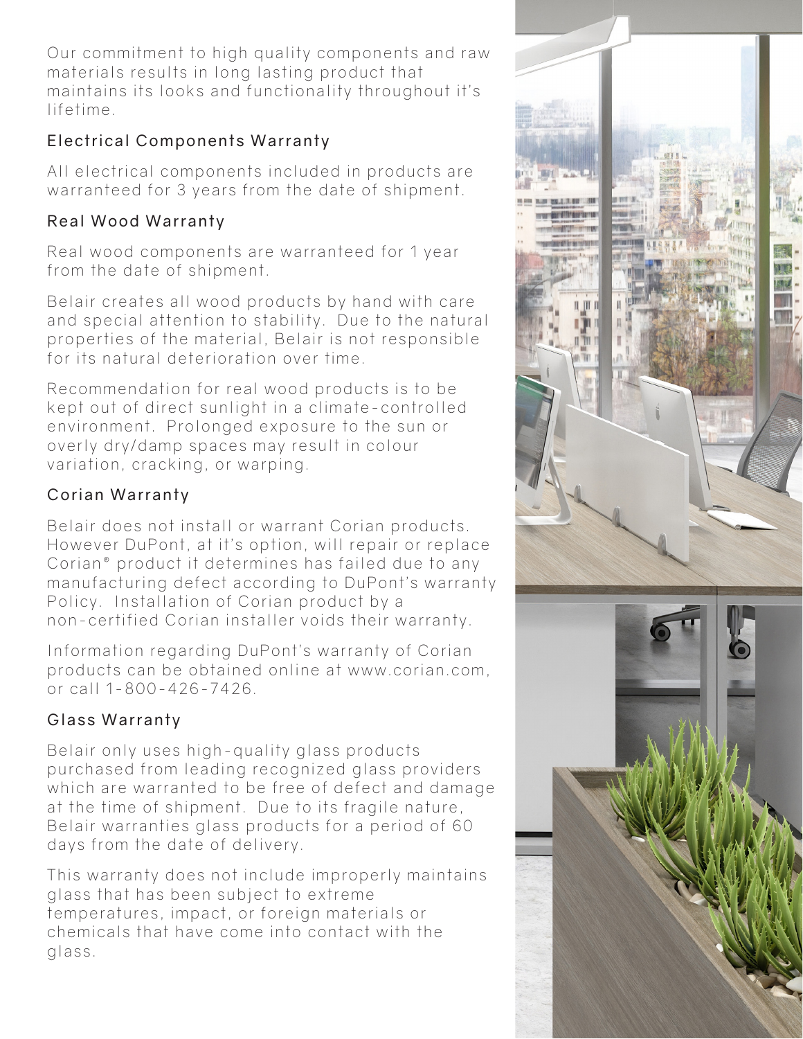Our commitment to high quality components and raw materials results in long lasting product that maintains its looks and functionality throughout it's lifetime.

## Electrical Components Warranty

All electrical components included in products are warranteed for 3 years from the date of shipment.

## Real Wood Warranty

Real wood components are warranteed for 1 year from the date of shipment.

Belair creates all wood products by hand with care and special attention to stability. Due to the natural properties of the material, Belair is not responsible for its natural deterioration over time.

Recommendation for real wood products is to be kept out of direct sunlight in a climate-controlled environment. Prolonged exposure to the sun or overly dry/damp spaces may result in colour variation, cracking, or warping.

## Corian Warranty

Belair does not install or warrant Corian products. However DuPont, at it's option, will repair or replace Corian® product it determines has failed due to any manufacturing defect according to DuPont's warranty Policy. Installation of Corian product by a non-certified Corian installer voids their warranty.

Information regarding DuPont's warranty of Corian products can be obtained online at www.corian.com, or call 1-800-426-7426.

## Glass Warranty

Belair only uses high-quality glass products purchased from leading recognized glass providers which are warranted to be free of defect and damage at the time of shipment. Due to its fragile nature, Belair warranties glass products for a period of 60 days from the date of delivery.

This warranty does not include improperly maintains glass that has been subject to extreme temperatures, impact, or foreign materials or chemicals that have come into contact with the glass.